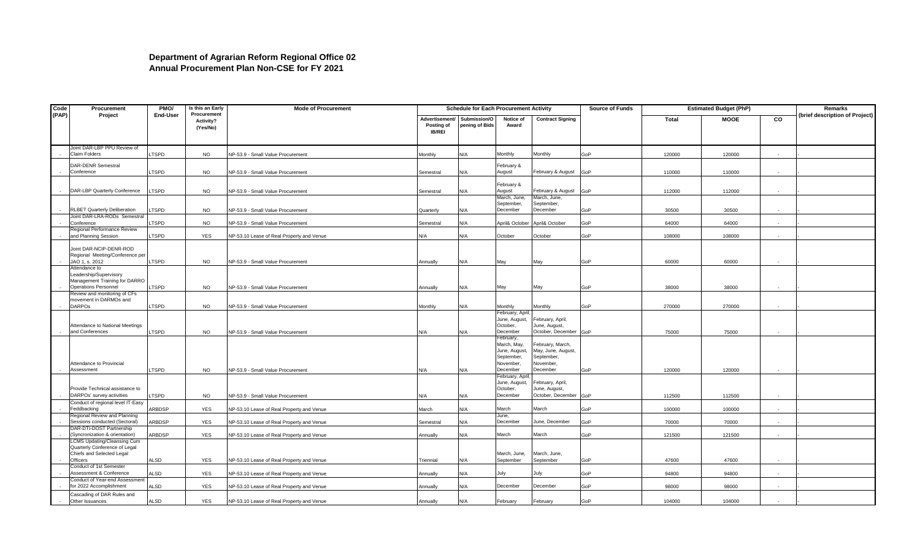**Department of Agrarian Reform Regional Office 02**
**Annual Procurement Plan Non-CSE for FY 2021**

| Code (PAP) | Procurement Project | PMO/ End-User | Is this an Early Procurement Activity? (Yes/No) | Mode of Procurement | Schedule for Each Procurement Activity | | | | Source of Funds | Estimated Budget (PhP) | | | Remarks (brief description of Project) |
|---|---|---|---|---|---|---|---|---|---|---|---|---|---|
| | | | | | Advertisement/ Posting of IB/REI | Submission/Opening of Bids | Notice of Award | Contract Signing | | Total | MOOE | CO | |
| - | Joint DAR-LBP PPU Review of Claim Folders | LTSPD | NO | NP-53.9 - Small Value Procurement | Monthly | N/A | Monthly | Monthly | GoP | 120000 | 120000 | - | - |
| - | DAR-DENR Semestral Conference | LTSPD | NO | NP-53.9 - Small Value Procurement | Semestral | N/A | February & August | February & August | GoP | 110000 | 110000 | - | - |
| - | DAR-LBP Quarterly Conference | LTSPD | NO | NP-53.9 - Small Value Procurement | Semestral | N/A | February & August | February & August | GoP | 112000 | 112000 | - | - |
| - | RLBET Quarterly Deliberation | LTSPD | NO | NP-53.9 - Small Value Procurement | Quarterly | N/A | March, June, September, December | March, June, September, December | GoP | 30500 | 30500 | - | - |
| - | Joint DAR-LRA-RODs Semestral Conference | LTSPD | NO | NP-53.9 - Small Value Procurement | Semestral | N/A | April& October | April& October | GoP | 64000 | 64000 | - | - |
| - | Regional Performance Review and Planning Session | LTSPD | YES | NP-53.10 Lease of Real Property and Venue | N/A | N/A | October | October | GoP | 108000 | 108000 | - | - |
| - | Joint DAR-NCIP-DENR-ROD Regional Meeting/Conference per JAO 1, s. 2012 | LTSPD | NO | NP-53.9 - Small Value Procurement | Annually | N/A | May | May | GoP | 60000 | 60000 | - | - |
| - | Attendance to Leadership/Supervisory Management Training for DARRO Operations Personnel | LTSPD | NO | NP-53.9 - Small Value Procurement | Annually | N/A | May | May | GoP | 38000 | 38000 | - | - |
| - | Review and monitoring of CFs movement in DARMOs and DARPOs | LTSPD | NO | NP-53.9 - Small Value Procurement | Monthly | N/A | Monthly | Monthly | GoP | 270000 | 270000 | - | - |
| - | Attendance to National Meetings and Conferences | LTSPD | NO | NP-53.9 - Small Value Procurement | N/A | N/A | February, April, June, August, October, December | February, April, June, August, October, December | GoP | 75000 | 75000 | - | - |
| - | Attendance to Provincial Assessment | LTSPD | NO | NP-53.9 - Small Value Procurement | N/A | N/A | February, March, May, June, August, September, November, December | February, March, May, June, August, September, November, December | GoP | 120000 | 120000 | - | - |
| - | Provide Technical assistance to DARPOs' survey activities | LTSPD | NO | NP-53.9 - Small Value Procurement | N/A | N/A | February, April, June, August, October, December | February, April, June, August, October, December | GoP | 112500 | 112500 | - | - |
| - | Conduct of regional level IT-Easy Feddbacking | ARBDSP | YES | NP-53.10 Lease of Real Property and Venue | March | N/A | March | March | GoP | 100000 | 100000 | - | - |
| - | Regional Review and Planning Sessions conducted (Sectoral) | ARBDSP | YES | NP-53.10 Lease of Real Property and Venue | Semestral | N/A | June, December | June, December | GoP | 70000 | 70000 | - | - |
| - | DAR-DTI-DOST Partnership (Syncronization & orientation) | ARBDSP | YES | NP-53.10 Lease of Real Property and Venue | Annually | N/A | March | March | GoP | 121500 | 121500 | - | - |
| - | LCMS Updating/Cleansing Cum Quarterly Conference of Legal Chiefs and Selected Legal Officers | ALSD | YES | NP-53.10 Lease of Real Property and Venue | Triennial | N/A | March, June, September | March, June, September | GoP | 47600 | 47600 | - | - |
| - | Conduct of 1st Semester Assessment & Conference | ALSD | YES | NP-53.10 Lease of Real Property and Venue | Annually | N/A | July | July | GoP | 94800 | 94800 | - | - |
| - | Conduct of Year-end Assessment for 2022 Accomplishment | ALSD | YES | NP-53.10 Lease of Real Property and Venue | Annually | N/A | December | December | GoP | 98000 | 98000 | - | - |
| - | Cascading of DAR Rules and Other Issuances | ALSD | YES | NP-53.10 Lease of Real Property and Venue | Annually | N/A | February | February | GoP | 104000 | 104000 | - | - |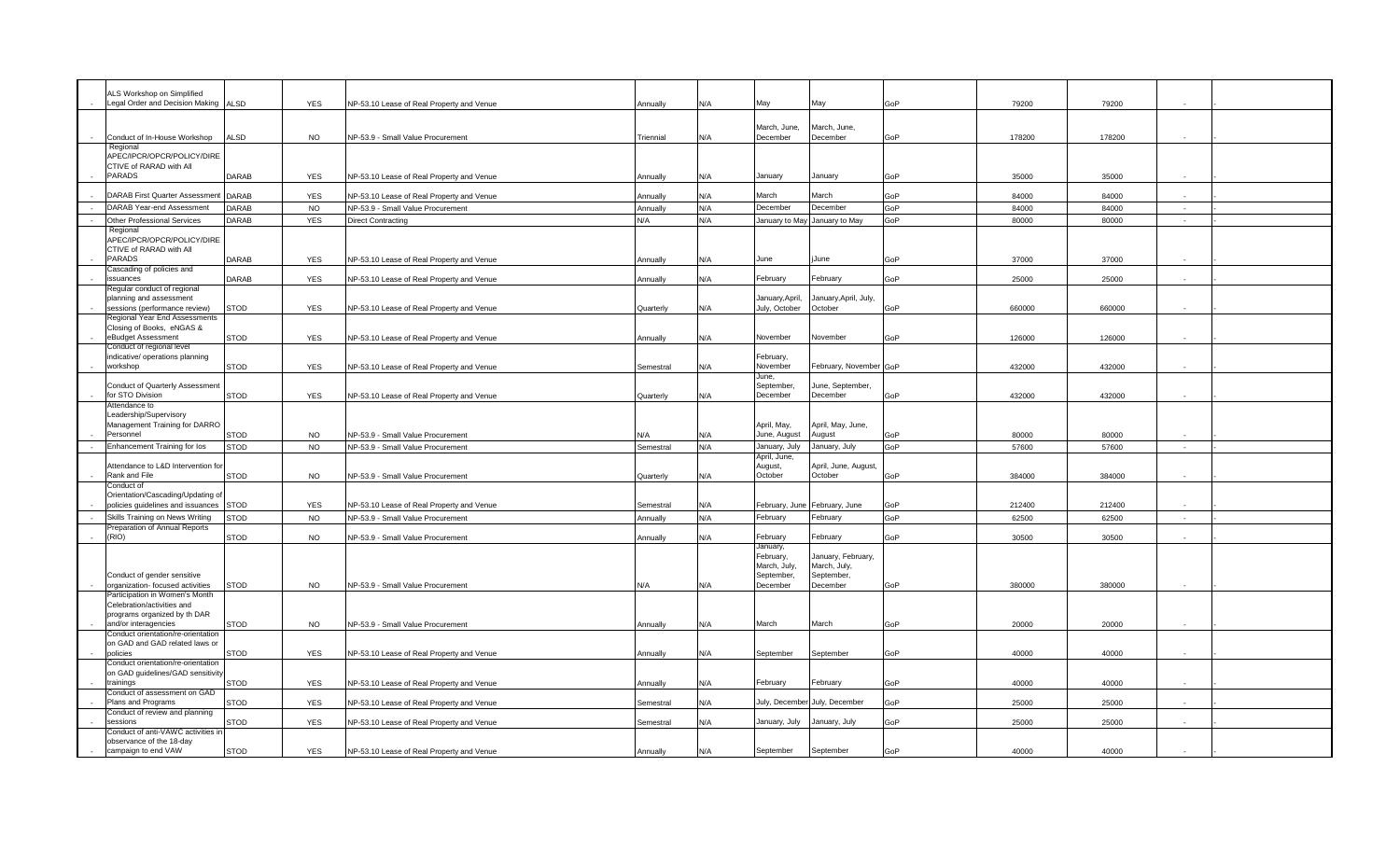| | | | | | | | | | | | | | | |
|---|---|---|---|---|---|---|---|---|---|---|---|---|---|---|
| - | ALS Workshop on Simplified Legal Order and Decision Making | ALSD | YES | NP-53.10 Lease of Real Property and Venue | Annually | N/A | May | May | GoP | 79200 | 79200 | - | |
| - | Conduct of In-House Workshop | ALSD | NO | NP-53.9 - Small Value Procurement | Triennial | N/A | March, June, December | March, June, December | GoP | 178200 | 178200 | - | |
| - | Regional APEC/IPCR/OPCR/POLICY/DIRECTIVE of RARAD with All PARADS | DARAB | YES | NP-53.10 Lease of Real Property and Venue | Annually | N/A | January | January | GoP | 35000 | 35000 | - | |
| - | DARAB First Quarter Assessment | DARAB | YES | NP-53.10 Lease of Real Property and Venue | Annually | N/A | March | March | GoP | 84000 | 84000 | - | |
| - | DARAB Year-end Assessment | DARAB | NO | NP-53.9 - Small Value Procurement | Annually | N/A | December | December | GoP | 84000 | 84000 | - | - |
| - | Other Professional Services | DARAB | YES | Direct Contracting | N/A | N/A | January to May | January to May | GoP | 80000 | 80000 | - | - |
| - | Regional APEC/IPCR/OPCR/POLICY/DIRECTIVE of RARAD with All PARADS | DARAB | YES | NP-53.10 Lease of Real Property and Venue | Annually | N/A | June | jJune | GoP | 37000 | 37000 | - | |
| - | Cascading of policies and issuances | DARAB | YES | NP-53.10 Lease of Real Property and Venue | Annually | N/A | February | February | GoP | 25000 | 25000 | - | |
| - | Regular conduct of regional planning and assessment sessions (performance review) | STOD | YES | NP-53.10 Lease of Real Property and Venue | Quarterly | N/A | January,April, July, October | January,April, July, October | GoP | 660000 | 660000 | - | |
| - | Regional Year End Assessments Closing of Books, eNGAS & eBudget Assessment | STOD | YES | NP-53.10 Lease of Real Property and Venue | Annually | N/A | November | November | GoP | 126000 | 126000 | - | |
| - | Conduct of regional level indicative/ operations planning workshop | STOD | YES | NP-53.10 Lease of Real Property and Venue | Semestral | N/A | February, November | February, November | GoP | 432000 | 432000 | - | |
| - | Conduct of Quarterly Assessment for STO Division | STOD | YES | NP-53.10 Lease of Real Property and Venue | Quarterly | N/A | June, September, December | June, September, December | GoP | 432000 | 432000 | - | |
| - | Attendance to Leadership/Supervisory Management Training for DARRO Personnel | STOD | NO | NP-53.9 - Small Value Procurement | N/A | N/A | April, May, June, August | April, May, June, August | GoP | 80000 | 80000 | - | |
| - | Enhancement Training for Ios | STOD | NO | NP-53.9 - Small Value Procurement | Semestral | N/A | January, July | January, July | GoP | 57600 | 57600 | - | |
| - | Attendance to L&D Intervention for Rank and File | STOD | NO | NP-53.9 - Small Value Procurement | Quarterly | N/A | April, June, August, October | April, June, August, October | GoP | 384000 | 384000 | - | |
| - | Conduct of Orientation/Cascading/Updating of policies guidelines and issuances | STOD | YES | NP-53.10 Lease of Real Property and Venue | Semestral | N/A | February, June | February, June | GoP | 212400 | 212400 | - | |
| - | Skills Training on News Writing | STOD | NO | NP-53.9 - Small Value Procurement | Annually | N/A | February | February | GoP | 62500 | 62500 | - | |
| - | Preparation of Annual Reports (RIO) | STOD | NO | NP-53.9 - Small Value Procurement | Annually | N/A | February | February | GoP | 30500 | 30500 | - | |
| - | Conduct of gender sensitive organization- focused activities | STOD | NO | NP-53.9 - Small Value Procurement | N/A | N/A | January, February, March, July, September, December | January, February, March, July, September, December | GoP | 380000 | 380000 | - | |
| - | Participation in Women's Month Celebration/activities and programs organized by th DAR and/or interagencies | STOD | NO | NP-53.9 - Small Value Procurement | Annually | N/A | March | March | GoP | 20000 | 20000 | - | |
| - | Conduct orientation/re-orientation on GAD and GAD related laws or policies | STOD | YES | NP-53.10 Lease of Real Property and Venue | Annually | N/A | September | September | GoP | 40000 | 40000 | - | |
| - | Conduct orientation/re-orientation on GAD guidelines/GAD sensitivity trainings | STOD | YES | NP-53.10 Lease of Real Property and Venue | Annually | N/A | February | February | GoP | 40000 | 40000 | - | |
| - | Conduct of assessment on GAD Plans and Programs | STOD | YES | NP-53.10 Lease of Real Property and Venue | Semestral | N/A | July, December | July, December | GoP | 25000 | 25000 | - | |
| - | Conduct of review and planning sessions | STOD | YES | NP-53.10 Lease of Real Property and Venue | Semestral | N/A | January, July | January, July | GoP | 25000 | 25000 | - | |
| - | Conduct of anti-VAWC activities in observance of the 18-day campaign to end VAW | STOD | YES | NP-53.10 Lease of Real Property and Venue | Annually | N/A | September | September | GoP | 40000 | 40000 | - | |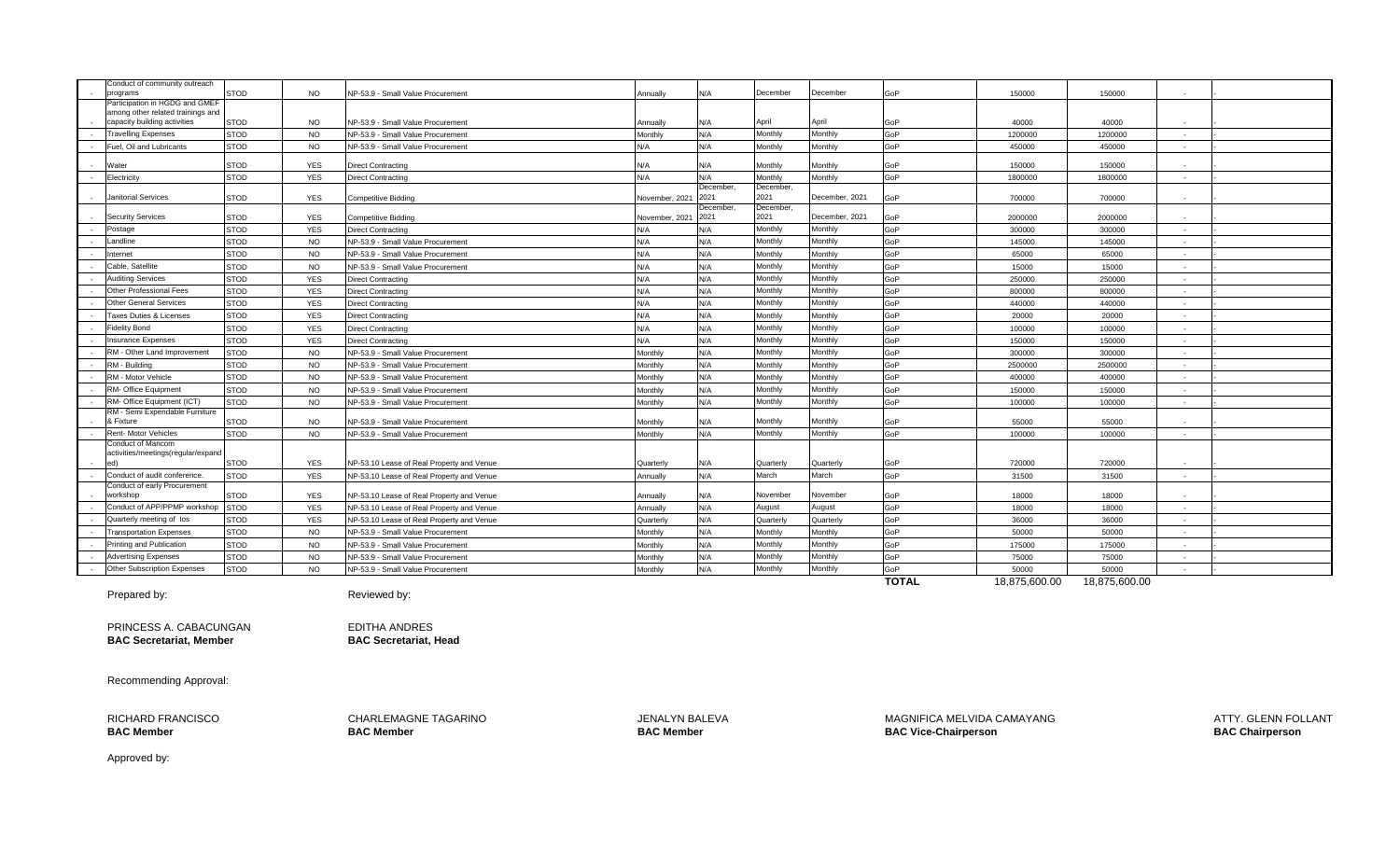| | | | | | | | | | | | | | |
|---|---|---|---|---|---|---|---|---|---|---|---|---|---|
| - | Conduct of community outreach programs | STOD | NO | NP-53.9 - Small Value Procurement | Annually | N/A | December | December | GoP | 150000 | 150000 | - | - |
| - | Participation in HGDG and GMEF among other related trainings and capacity building activities | STOD | NO | NP-53.9 - Small Value Procurement | Annually | N/A | April | April | GoP | 40000 | 40000 | - | - |
| - | Travelling Expenses | STOD | NO | NP-53.9 - Small Value Procurement | Monthly | N/A | Monthly | Monthly | GoP | 1200000 | 1200000 | - | - |
| - | Fuel, Oil and Lubricants | STOD | NO | NP-53.9 - Small Value Procurement | N/A | N/A | Monthly | Monthly | GoP | 450000 | 450000 | - | - |
| - | Water | STOD | YES | Direct Contracting | N/A | N/A | Monthly | Monthly | GoP | 150000 | 150000 | - | - |
| - | Electricity | STOD | YES | Direct Contracting | N/A | N/A | Monthly | Monthly | GoP | 1800000 | 1800000 | - | - |
| - | Janitorial Services | STOD | YES | Competitive Bidding | November, 2021 | December, 2021 | December, 2021 | December, 2021 | GoP | 700000 | 700000 | - | - |
| - | Security Services | STOD | YES | Competitive Bidding | November, 2021 | December, 2021 | December, 2021 | December, 2021 | GoP | 2000000 | 2000000 | - | - |
| - | Postage | STOD | YES | Direct Contracting | N/A | N/A | Monthly | Monthly | GoP | 300000 | 300000 | - | - |
| - | Landline | STOD | NO | NP-53.9 - Small Value Procurement | N/A | N/A | Monthly | Monthly | GoP | 145000 | 145000 | - | - |
| - | Internet | STOD | NO | NP-53.9 - Small Value Procurement | N/A | N/A | Monthly | Monthly | GoP | 65000 | 65000 | - | - |
| - | Cable, Satellite | STOD | NO | NP-53.9 - Small Value Procurement | N/A | N/A | Monthly | Monthly | GoP | 15000 | 15000 | - | - |
| - | Auditing Services | STOD | YES | Direct Contracting | N/A | N/A | Monthly | Monthly | GoP | 250000 | 250000 | - | - |
| - | Other Professional Fees | STOD | YES | Direct Contracting | N/A | N/A | Monthly | Monthly | GoP | 800000 | 800000 | - | - |
| - | Other General Services | STOD | YES | Direct Contracting | N/A | N/A | Monthly | Monthly | GoP | 440000 | 440000 | - | - |
| - | Taxes Duties & Licenses | STOD | YES | Direct Contracting | N/A | N/A | Monthly | Monthly | GoP | 20000 | 20000 | - | - |
| - | Fidelity Bond | STOD | YES | Direct Contracting | N/A | N/A | Monthly | Monthly | GoP | 100000 | 100000 | - | - |
| - | Insurance Expenses | STOD | YES | Direct Contracting | N/A | N/A | Monthly | Monthly | GoP | 150000 | 150000 | - | - |
| - | RM - Other Land Improvement | STOD | NO | NP-53.9 - Small Value Procurement | Monthly | N/A | Monthly | Monthly | GoP | 300000 | 300000 | - | - |
| - | RM - Building | STOD | NO | NP-53.9 - Small Value Procurement | Monthly | N/A | Monthly | Monthly | GoP | 2500000 | 2500000 | - | - |
| - | RM - Motor Vehicle | STOD | NO | NP-53.9 - Small Value Procurement | Monthly | N/A | Monthly | Monthly | GoP | 400000 | 400000 | - | - |
| - | RM- Office Equipment | STOD | NO | NP-53.9 - Small Value Procurement | Monthly | N/A | Monthly | Monthly | GoP | 150000 | 150000 | - | - |
| - | RM- Office Equipment (ICT) | STOD | NO | NP-53.9 - Small Value Procurement | Monthly | N/A | Monthly | Monthly | GoP | 100000 | 100000 | - | - |
| - | RM - Semi Expendable Furniture & Fixture | STOD | NO | NP-53.9 - Small Value Procurement | Monthly | N/A | Monthly | Monthly | GoP | 55000 | 55000 | - | - |
| - | Rent- Motor Vehicles | STOD | NO | NP-53.9 - Small Value Procurement | Monthly | N/A | Monthly | Monthly | GoP | 100000 | 100000 | - | - |
| - | Conduct of Mancom activities/meetings(regular/expanded) | STOD | YES | NP-53.10 Lease of Real Property and Venue | Quarterly | N/A | Quarterly | Quarterly | GoP | 720000 | 720000 | - | - |
| - | Conduct of audit conference. | STOD | YES | NP-53.10 Lease of Real Property and Venue | Annually | N/A | March | March | GoP | 31500 | 31500 | - | - |
| - | Conduct of early Procurement workshop | STOD | YES | NP-53.10 Lease of Real Property and Venue | Annually | N/A | November | November | GoP | 18000 | 18000 | - | - |
| - | Conduct of APP/PPMP workshop | STOD | YES | NP-53.10 Lease of Real Property and Venue | Annually | N/A | August | August | GoP | 18000 | 18000 | - | - |
| - | Quarterly meeting of Ios | STOD | YES | NP-53.10 Lease of Real Property and Venue | Quarterly | N/A | Quarterly | Quarterly | GoP | 36000 | 36000 | - | - |
| - | Transportation Expenses | STOD | NO | NP-53.9 - Small Value Procurement | Monthly | N/A | Monthly | Monthly | GoP | 50000 | 50000 | - | - |
| - | Printing and Publication | STOD | NO | NP-53.9 - Small Value Procurement | Monthly | N/A | Monthly | Monthly | GoP | 175000 | 175000 | - | - |
| - | Advertising Expenses | STOD | NO | NP-53.9 - Small Value Procurement | Monthly | N/A | Monthly | Monthly | GoP | 75000 | 75000 | - | - |
| - | Other Subscription Expenses | STOD | NO | NP-53.9 - Small Value Procurement | Monthly | N/A | Monthly | Monthly | GoP | 50000 | 50000 | - | - |
| | | | | | | | | | **TOTAL** | 18,875,600.00 | 18,875,600.00 | | |

Prepared by:

PRINCESS A. CABACUNGAN
**BAC Secretariat, Member**

Reviewed by:

EDITHA ANDRES
**BAC Secretariat, Head**

Recommending Approval:

RICHARD FRANCISCO
**BAC Member**

CHARLEMAGNE TAGARINO
**BAC Member**

JENALYN BALEVA
**BAC Member**

MAGNIFICA MELVIDA CAMAYANG
**BAC Vice-Chairperson**

ATTY. GLENN FOLLANT
**BAC Chairperson**

Approved by: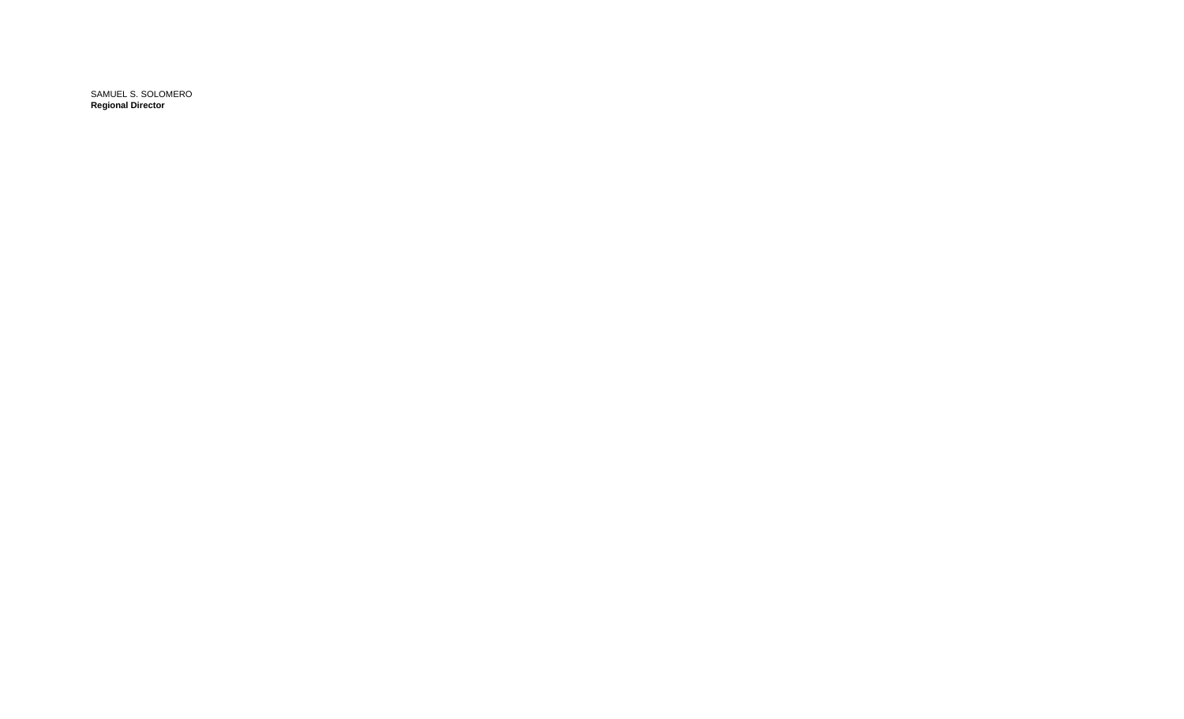SAMUEL S. SOLOMERO
**Regional Director**